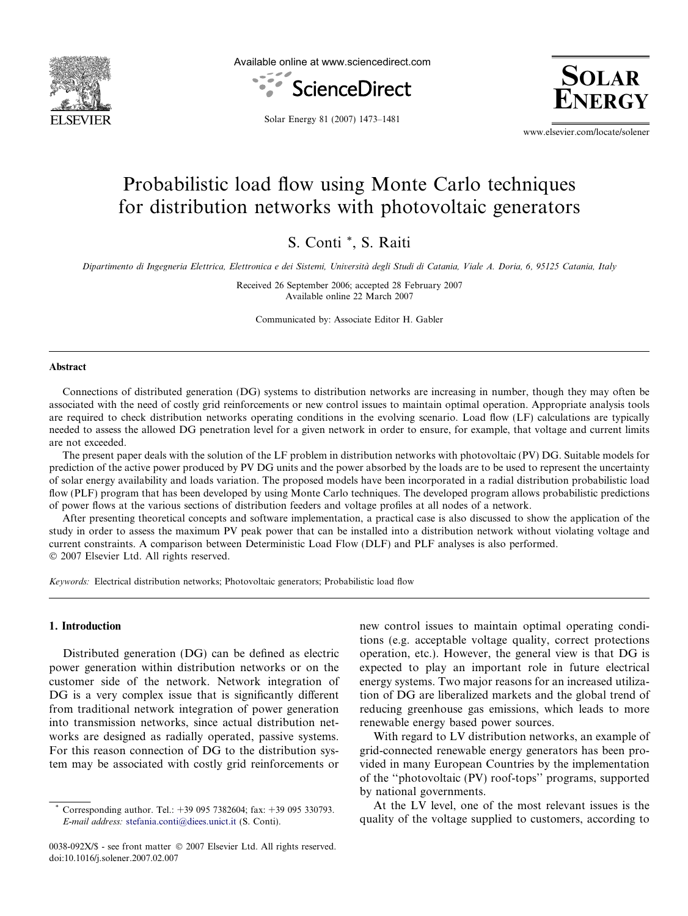# Probabilistic load flow using Monte Carlo techniques for distribution networks with photovoltaic generators

S. Conti *, S. Raiti

*Dipartimento di Ingegneria Elettrica, Elettronica e dei Sistemi, Università degli Studi di Catania, Viale A. Doria, 6, 95125 Catania, Italy*

Received 26 September 2006; accepted 28 February 2007
Available online 22 March 2007

Communicated by: Associate Editor H. Gabler

## Abstract

Connections of distributed generation (DG) systems to distribution networks are increasing in number, though they may often be associated with the need of costly grid reinforcements or new control issues to maintain optimal operation. Appropriate analysis tools are required to check distribution networks operating conditions in the evolving scenario. Load flow (LF) calculations are typically needed to assess the allowed DG penetration level for a given network in order to ensure, for example, that voltage and current limits are not exceeded.

The present paper deals with the solution of the LF problem in distribution networks with photovoltaic (PV) DG. Suitable models for prediction of the active power produced by PV DG units and the power absorbed by the loads are to be used to represent the uncertainty of solar energy availability and loads variation. The proposed models have been incorporated in a radial distribution probabilistic load flow (PLF) program that has been developed by using Monte Carlo techniques. The developed program allows probabilistic predictions of power flows at the various sections of distribution feeders and voltage profiles at all nodes of a network.

After presenting theoretical concepts and software implementation, a practical case is also discussed to show the application of the study in order to assess the maximum PV peak power that can be installed into a distribution network without violating voltage and current constraints. A comparison between Deterministic Load Flow (DLF) and PLF analyses is also performed.

© 2007 Elsevier Ltd. All rights reserved.

*Keywords:* Electrical distribution networks; Photovoltaic generators; Probabilistic load flow

## 1. Introduction

Distributed generation (DG) can be defined as electric power generation within distribution networks or on the customer side of the network. Network integration of DG is a very complex issue that is significantly different from traditional network integration of power generation into transmission networks, since actual distribution networks are designed as radially operated, passive systems. For this reason connection of DG to the distribution system may be associated with costly grid reinforcements or new control issues to maintain optimal operating conditions (e.g. acceptable voltage quality, correct protections operation, etc.). However, the general view is that DG is expected to play an important role in future electrical energy systems. Two major reasons for an increased utilization of DG are liberalized markets and the global trend of reducing greenhouse gas emissions, which leads to more renewable energy based power sources.

With regard to LV distribution networks, an example of grid-connected renewable energy generators has been provided in many European Countries by the implementation of the "photovoltaic (PV) roof-tops" programs, supported by national governments.

At the LV level, one of the most relevant issues is the quality of the voltage supplied to customers, according to

* Corresponding author. Tel.: +39 095 7382604; fax: +39 095 330793. *E-mail address:* stefania.conti@diees.unict.it (S. Conti).

0038-092X/$ - see front matter © 2007 Elsevier Ltd. All rights reserved.
doi:10.1016/j.solener.2007.02.007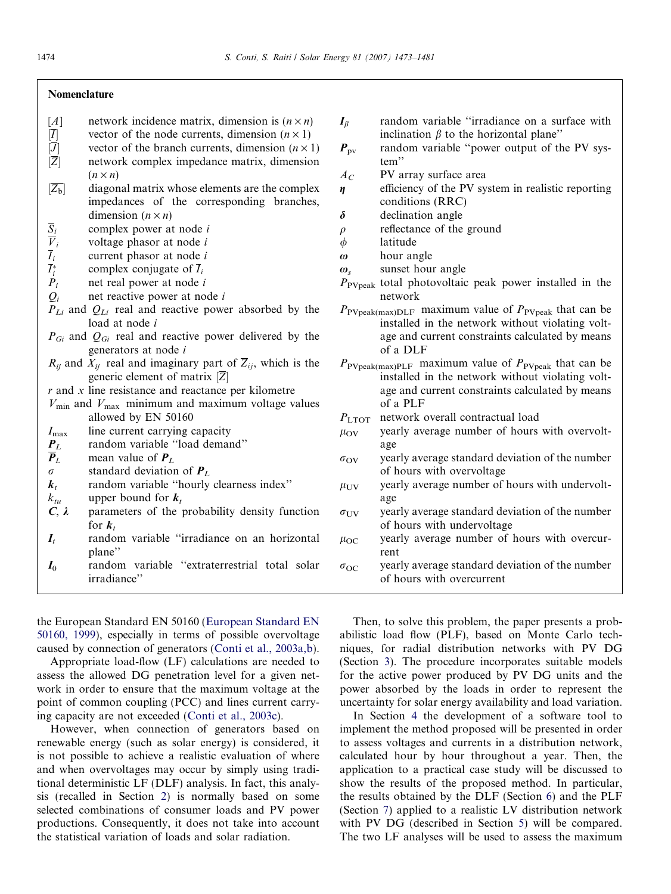## Nomenclature

| | |
|---|---|
| $[A]$ | network incidence matrix, dimension is $(n \times n)$ |
| $[\overline{I}]$ | vector of the node currents, dimension $(n \times 1)$ |
| $[\overline{J}]$ | vector of the branch currents, dimension $(n \times 1)$ |
| $[\overline{Z}]$ | network complex impedance matrix, dimension $(n \times n)$ |
| $[\overline{Z_b}]$ | diagonal matrix whose elements are the complex impedances of the corresponding branches, dimension $(n \times n)$ |
| $\overline{S}_i$ | complex power at node $i$ |
| $\overline{V}_i$ | voltage phasor at node $i$ |
| $\overline{I}_i$ | current phasor at node $i$ |
| $\overline{I}_i^*$ | complex conjugate of $\overline{I}_i$ |
| $P_i$ | net real power at node $i$ |
| $Q_i$ | net reactive power at node $i$ |
| $P_{Li}$ and $Q_{Li}$ | real and reactive power absorbed by the load at node $i$ |
| $P_{Gi}$ and $Q_{Gi}$ | real and reactive power delivered by the generators at node $i$ |
| $R_{ij}$ and $X_{ij}$ | real and imaginary part of $\overline{Z}_{ij}$, which is the generic element of matrix $[\overline{Z}]$ |
| $r$ and $x$ | line resistance and reactance per kilometre |
| $V_{\min}$ and $V_{\max}$ | minimum and maximum voltage values allowed by EN 50160 |
| $I_{\max}$ | line current carrying capacity |
| $\boldsymbol{P}_L$ | random variable "load demand" |
| $\overline{\boldsymbol{P}}_L$ | mean value of $\boldsymbol{P}_L$ |
| $\sigma$ | standard deviation of $\boldsymbol{P}_L$ |
| $\boldsymbol{k}_t$ | random variable "hourly clearness index" |
| $k_{tu}$ | upper bound for $\boldsymbol{k}_t$ |
| $\boldsymbol{C}$, $\boldsymbol{\lambda}$ | parameters of the probability density function for $\boldsymbol{k}_t$ |
| $\boldsymbol{I}_t$ | random variable "irradiance on an horizontal plane" |
| $\boldsymbol{I}_0$ | random variable "extraterrestrial total solar irradiance" |
| $\boldsymbol{I}_\beta$ | random variable "irradiance on a surface with inclination $\beta$ to the horizontal plane" |
| $\boldsymbol{P}_{\text{pv}}$ | random variable "power output of the PV system" |
| $A_C$ | PV array surface area |
| $\boldsymbol{\eta}$ | efficiency of the PV system in realistic reporting conditions (RRC) |
| $\boldsymbol{\delta}$ | declination angle |
| $\rho$ | reflectance of the ground |
| $\phi$ | latitude |
| $\boldsymbol{\omega}$ | hour angle |
| $\boldsymbol{\omega}_s$ | sunset hour angle |
| $P_{\text{PVpeak}}$ | total photovoltaic peak power installed in the network |
| $P_{\text{PVpeak(max)DLF}}$ | maximum value of $P_{\text{PVpeak}}$ that can be installed in the network without violating voltage and current constraints calculated by means of a DLF |
| $P_{\text{PVpeak(max)PLF}}$ | maximum value of $P_{\text{PVpeak}}$ that can be installed in the network without violating voltage and current constraints calculated by means of a PLF |
| $P_{\text{LTOT}}$ | network overall contractual load |
| $\mu_{\text{OV}}$ | yearly average number of hours with overvoltage |
| $\sigma_{\text{OV}}$ | yearly average standard deviation of the number of hours with overvoltage |
| $\mu_{\text{UV}}$ | yearly average number of hours with undervoltage |
| $\sigma_{\text{UV}}$ | yearly average standard deviation of the number of hours with undervoltage |
| $\mu_{\text{OC}}$ | yearly average number of hours with overcurrent |
| $\sigma_{\text{OC}}$ | yearly average standard deviation of the number of hours with overcurrent |

the European Standard EN 50160 (European Standard EN 50160, 1999), especially in terms of possible overvoltage caused by connection of generators (Conti et al., 2003a,b).

Appropriate load-flow (LF) calculations are needed to assess the allowed DG penetration level for a given network in order to ensure that the maximum voltage at the point of common coupling (PCC) and lines current carrying capacity are not exceeded (Conti et al., 2003c).

However, when connection of generators based on renewable energy (such as solar energy) is considered, it is not possible to achieve a realistic evaluation of where and when overvoltages may occur by simply using traditional deterministic LF (DLF) analysis. In fact, this analysis (recalled in Section 2) is normally based on some selected combinations of consumer loads and PV power productions. Consequently, it does not take into account the statistical variation of loads and solar radiation.

Then, to solve this problem, the paper presents a probabilistic load flow (PLF), based on Monte Carlo techniques, for radial distribution networks with PV DG (Section 3). The procedure incorporates suitable models for the active power produced by PV DG units and the power absorbed by the loads in order to represent the uncertainty for solar energy availability and load variation.

In Section 4 the development of a software tool to implement the method proposed will be presented in order to assess voltages and currents in a distribution network, calculated hour by hour throughout a year. Then, the application to a practical case study will be discussed to show the results of the proposed method. In particular, the results obtained by the DLF (Section 6) and the PLF (Section 7) applied to a realistic LV distribution network with PV DG (described in Section 5) will be compared. The two LF analyses will be used to assess the maximum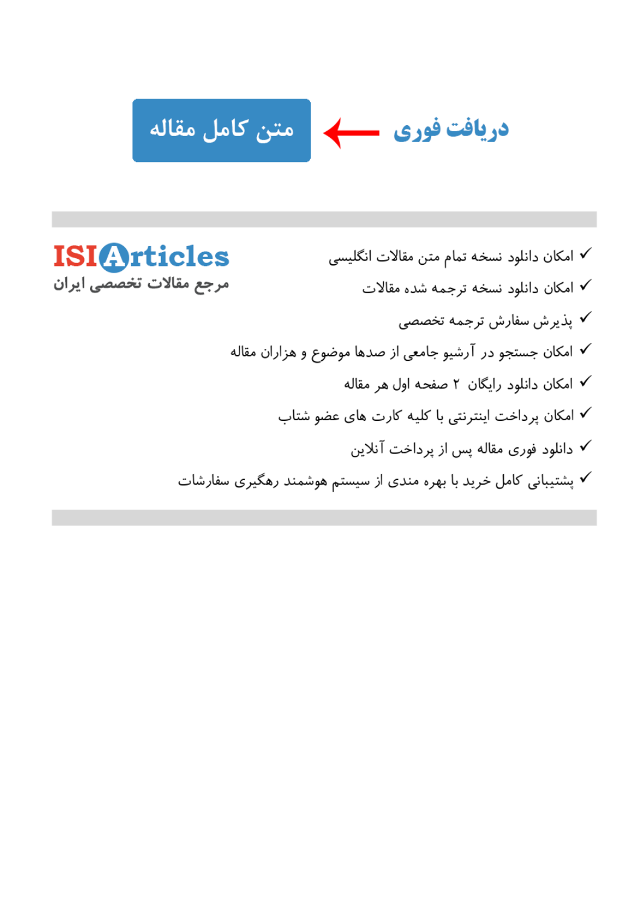دریافت فوری ← متن کامل مقاله

**ISIArticles**
مرجع مقالات تخصصی ایران

- ✓ امکان دانلود نسخه تمام متن مقالات انگلیسی
- ✓ امکان دانلود نسخه ترجمه شده مقالات
- ✓ پذیرش سفارش ترجمه تخصصی
- ✓ امکان جستجو در آرشیو جامعی از صدها موضوع و هزاران مقاله
- ✓ امکان دانلود رایگان ۲ صفحه اول هر مقاله
- ✓ امکان پرداخت اینترنتی با کلیه کارت های عضو شتاب
- ✓ دانلود فوری مقاله پس از پرداخت آنلاین
- ✓ پشتیبانی کامل خرید با بهره مندی از سیستم هوشمند رهگیری سفارشات